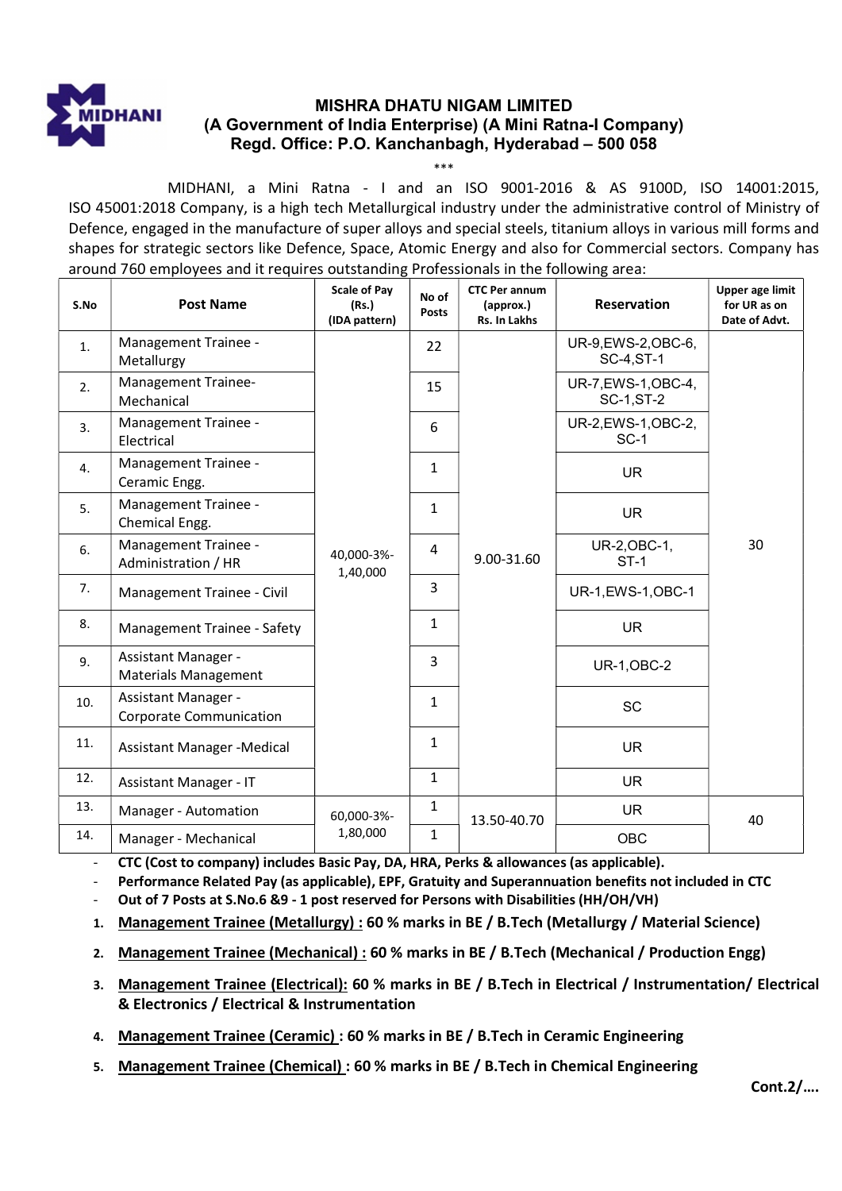# MISHRA DHATU NIGAM LIMITED

## (A Government of India Enterprise) (A Mini Ratna-I Company)

## Regd. Office: P.O. Kanchanbagh, Hyderabad – 500 058

\*\*\*

MIDHANI, a Mini Ratna - I and an ISO 9001-2016 & AS 9100D, ISO 14001:2015, ISO 45001:2018 Company, is a high tech Metallurgical industry under the administrative control of Ministry of Defence, engaged in the manufacture of super alloys and special steels, titanium alloys in various mill forms and shapes for strategic sectors like Defence, Space, Atomic Energy and also for Commercial sectors. Company has around 760 employees and it requires outstanding Professionals in the following area:

| S.No | Post Name | Scale of Pay (Rs.) (IDA pattern) | No of Posts | CTC Per annum (approx.) Rs. In Lakhs | Reservation | Upper age limit for UR as on Date of Advt. |
|---|---|---|---|---|---|---|
| 1. | Management Trainee - Metallurgy | 40,000-3%-1,40,000 | 22 | 9.00-31.60 | UR-9,EWS-2,OBC-6, SC-4,ST-1 | 30 |
| 2. | Management Trainee-Mechanical | | 15 | | UR-7,EWS-1,OBC-4, SC-1,ST-2 | |
| 3. | Management Trainee - Electrical | | 6 | | UR-2,EWS-1,OBC-2, SC-1 | |
| 4. | Management Trainee - Ceramic Engg. | | 1 | | UR | |
| 5. | Management Trainee - Chemical Engg. | | 1 | | UR | |
| 6. | Management Trainee - Administration / HR | | 4 | | UR-2,OBC-1, ST-1 | |
| 7. | Management Trainee - Civil | | 3 | | UR-1,EWS-1,OBC-1 | |
| 8. | Management Trainee - Safety | | 1 | | UR | |
| 9. | Assistant Manager - Materials Management | | 3 | | UR-1,OBC-2 | |
| 10. | Assistant Manager - Corporate Communication | | 1 | | SC | |
| 11. | Assistant Manager -Medical | | 1 | | UR | |
| 12. | Assistant Manager - IT | | 1 | | UR | |
| 13. | Manager - Automation | 60,000-3%-1,80,000 | 1 | 13.50-40.70 | UR | 40 |
| 14. | Manager - Mechanical | | 1 | | OBC | |

- **CTC (Cost to company) includes Basic Pay, DA, HRA, Perks & allowances (as applicable).**
- **Performance Related Pay (as applicable), EPF, Gratuity and Superannuation benefits not included in CTC**
- **Out of 7 Posts at S.No.6 &9 - 1 post reserved for Persons with Disabilities (HH/OH/VH)**

1. **<u>Management Trainee (Metallurgy) :</u> 60 % marks in BE / B.Tech (Metallurgy / Material Science)**
2. **<u>Management Trainee (Mechanical) :</u> 60 % marks in BE / B.Tech (Mechanical / Production Engg)**
3. **<u>Management Trainee (Electrical):</u> 60 % marks in BE / B.Tech in Electrical / Instrumentation/ Electrical & Electronics / Electrical & Instrumentation**
4. **<u>Management Trainee (Ceramic) :</u> 60 % marks in BE / B.Tech in Ceramic Engineering**
5. **<u>Management Trainee (Chemical) :</u> 60 % marks in BE / B.Tech in Chemical Engineering**

**Cont.2/....**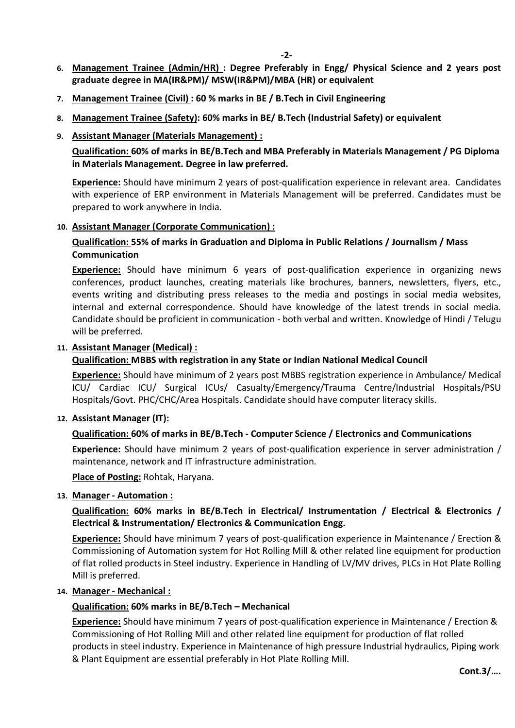6. **Management Trainee (Admin/HR) : Degree Preferably in Engg/ Physical Science and 2 years post graduate degree in MA(IR&PM)/ MSW(IR&PM)/MBA (HR) or equivalent**

7. **Management Trainee (Civil) : 60 % marks in BE / B.Tech in Civil Engineering**

8. **Management Trainee (Safety): 60% marks in BE/ B.Tech (Industrial Safety) or equivalent**

9. **Assistant Manager (Materials Management) :**

   **Qualification: 60% of marks in BE/B.Tech and MBA Preferably in Materials Management / PG Diploma in Materials Management. Degree in law preferred.**

   **Experience:** Should have minimum 2 years of post-qualification experience in relevant area. Candidates with experience of ERP environment in Materials Management will be preferred. Candidates must be prepared to work anywhere in India.

10. **Assistant Manager (Corporate Communication) :**

    **Qualification: 55% of marks in Graduation and Diploma in Public Relations / Journalism / Mass Communication**

    **Experience:** Should have minimum 6 years of post-qualification experience in organizing news conferences, product launches, creating materials like brochures, banners, newsletters, flyers, etc., events writing and distributing press releases to the media and postings in social media websites, internal and external correspondence. Should have knowledge of the latest trends in social media. Candidate should be proficient in communication - both verbal and written. Knowledge of Hindi / Telugu will be preferred.

11. **Assistant Manager (Medical) :**

    **Qualification: MBBS with registration in any State or Indian National Medical Council**

    **Experience:** Should have minimum of 2 years post MBBS registration experience in Ambulance/ Medical ICU/ Cardiac ICU/ Surgical ICUs/ Casualty/Emergency/Trauma Centre/Industrial Hospitals/PSU Hospitals/Govt. PHC/CHC/Area Hospitals. Candidate should have computer literacy skills.

12. **Assistant Manager (IT):**

    **Qualification: 60% of marks in BE/B.Tech - Computer Science / Electronics and Communications**

    **Experience:** Should have minimum 2 years of post-qualification experience in server administration / maintenance, network and IT infrastructure administration.

    **Place of Posting:** Rohtak, Haryana.

13. **Manager - Automation :**

    **Qualification: 60% marks in BE/B.Tech in Electrical/ Instrumentation / Electrical & Electronics / Electrical & Instrumentation/ Electronics & Communication Engg.**

    **Experience:** Should have minimum 7 years of post-qualification experience in Maintenance / Erection & Commissioning of Automation system for Hot Rolling Mill & other related line equipment for production of flat rolled products in Steel industry. Experience in Handling of LV/MV drives, PLCs in Hot Plate Rolling Mill is preferred.

14. **Manager - Mechanical :**

    **Qualification: 60% marks in BE/B.Tech – Mechanical**

    **Experience:** Should have minimum 7 years of post-qualification experience in Maintenance / Erection & Commissioning of Hot Rolling Mill and other related line equipment for production of flat rolled products in steel industry. Experience in Maintenance of high pressure Industrial hydraulics, Piping work & Plant Equipment are essential preferably in Hot Plate Rolling Mill.

**Cont.3/….**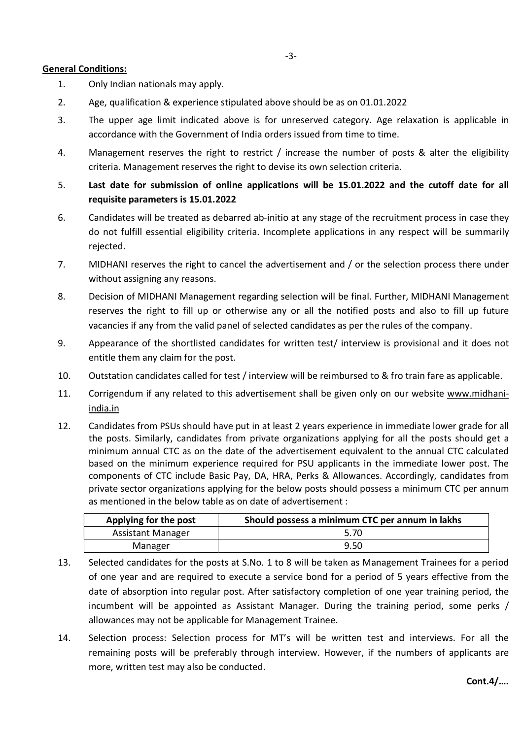**General Conditions:**

1. Only Indian nationals may apply.
2. Age, qualification & experience stipulated above should be as on 01.01.2022
3. The upper age limit indicated above is for unreserved category. Age relaxation is applicable in accordance with the Government of India orders issued from time to time.
4. Management reserves the right to restrict / increase the number of posts & alter the eligibility criteria. Management reserves the right to devise its own selection criteria.
5. **Last date for submission of online applications will be 15.01.2022 and the cutoff date for all requisite parameters is 15.01.2022**
6. Candidates will be treated as debarred ab-initio at any stage of the recruitment process in case they do not fulfill essential eligibility criteria. Incomplete applications in any respect will be summarily rejected.
7. MIDHANI reserves the right to cancel the advertisement and / or the selection process there under without assigning any reasons.
8. Decision of MIDHANI Management regarding selection will be final. Further, MIDHANI Management reserves the right to fill up or otherwise any or all the notified posts and also to fill up future vacancies if any from the valid panel of selected candidates as per the rules of the company.
9. Appearance of the shortlisted candidates for written test/ interview is provisional and it does not entitle them any claim for the post.
10. Outstation candidates called for test / interview will be reimbursed to & fro train fare as applicable.
11. Corrigendum if any related to this advertisement shall be given only on our website www.midhani-india.in
12. Candidates from PSUs should have put in at least 2 years experience in immediate lower grade for all the posts. Similarly, candidates from private organizations applying for all the posts should get a minimum annual CTC as on the date of the advertisement equivalent to the annual CTC calculated based on the minimum experience required for PSU applicants in the immediate lower post. The components of CTC include Basic Pay, DA, HRA, Perks & Allowances. Accordingly, candidates from private sector organizations applying for the below posts should possess a minimum CTC per annum as mentioned in the below table as on date of advertisement :

| Applying for the post | Should possess a minimum CTC per annum in lakhs |
|---|---|
| Assistant Manager | 5.70 |
| Manager | 9.50 |

13. Selected candidates for the posts at S.No. 1 to 8 will be taken as Management Trainees for a period of one year and are required to execute a service bond for a period of 5 years effective from the date of absorption into regular post. After satisfactory completion of one year training period, the incumbent will be appointed as Assistant Manager. During the training period, some perks / allowances may not be applicable for Management Trainee.
14. Selection process: Selection process for MT's will be written test and interviews. For all the remaining posts will be preferably through interview. However, if the numbers of applicants are more, written test may also be conducted.

**Cont.4/….**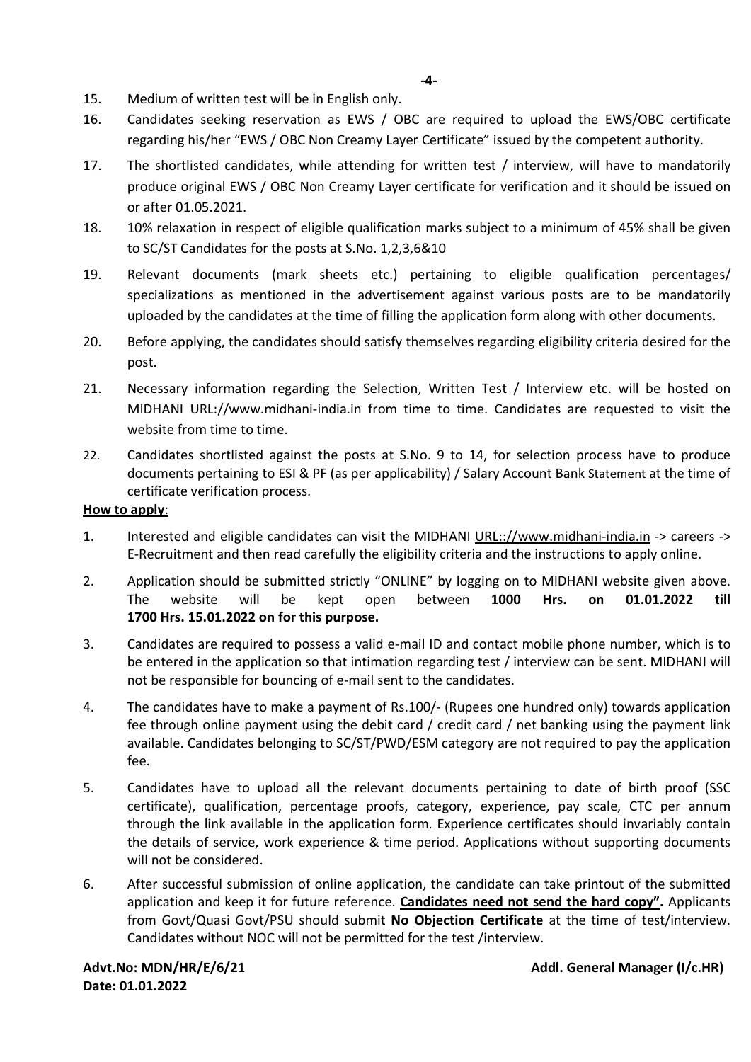15. Medium of written test will be in English only.
16. Candidates seeking reservation as EWS / OBC are required to upload the EWS/OBC certificate regarding his/her "EWS / OBC Non Creamy Layer Certificate" issued by the competent authority.
17. The shortlisted candidates, while attending for written test / interview, will have to mandatorily produce original EWS / OBC Non Creamy Layer certificate for verification and it should be issued on or after 01.05.2021.
18. 10% relaxation in respect of eligible qualification marks subject to a minimum of 45% shall be given to SC/ST Candidates for the posts at S.No. 1,2,3,6&10
19. Relevant documents (mark sheets etc.) pertaining to eligible qualification percentages/ specializations as mentioned in the advertisement against various posts are to be mandatorily uploaded by the candidates at the time of filling the application form along with other documents.
20. Before applying, the candidates should satisfy themselves regarding eligibility criteria desired for the post.
21. Necessary information regarding the Selection, Written Test / Interview etc. will be hosted on MIDHANI URL://www.midhani-india.in from time to time. Candidates are requested to visit the website from time to time.
22. Candidates shortlisted against the posts at S.No. 9 to 14, for selection process have to produce documents pertaining to ESI & PF (as per applicability) / Salary Account Bank Statement at the time of certificate verification process.

**How to apply**:

1. Interested and eligible candidates can visit the MIDHANI URL::/[/www.midhani-india.in](http://www.midhani-india.in) -> careers -> E-Recruitment and then read carefully the eligibility criteria and the instructions to apply online.
2. Application should be submitted strictly "ONLINE" by logging on to MIDHANI website given above. The website will be kept open between **1000 Hrs. on 01.01.2022 till 1700 Hrs. 15.01.2022 on for this purpose.**
3. Candidates are required to possess a valid e-mail ID and contact mobile phone number, which is to be entered in the application so that intimation regarding test / interview can be sent. MIDHANI will not be responsible for bouncing of e-mail sent to the candidates.
4. The candidates have to make a payment of Rs.100/- (Rupees one hundred only) towards application fee through online payment using the debit card / credit card / net banking using the payment link available. Candidates belonging to SC/ST/PWD/ESM category are not required to pay the application fee.
5. Candidates have to upload all the relevant documents pertaining to date of birth proof (SSC certificate), qualification, percentage proofs, category, experience, pay scale, CTC per annum through the link available in the application form. Experience certificates should invariably contain the details of service, work experience & time period. Applications without supporting documents will not be considered.
6. After successful submission of online application, the candidate can take printout of the submitted application and keep it for future reference. **Candidates need not send the hard copy".** Applicants from Govt/Quasi Govt/PSU should submit **No Objection Certificate** at the time of test/interview. Candidates without NOC will not be permitted for the test /interview.

**Advt.No: MDN/HR/E/6/21** | **Addl. General Manager (I/c.HR)**

**Date: 01.01.2022**